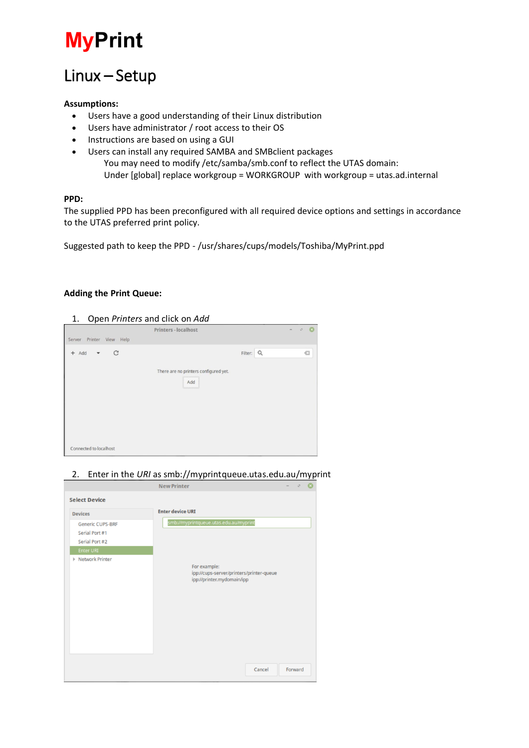# MyPrint

## Linux – Setup

**Assumptions:**

- Users have a good understanding of their Linux distribution
- Users have administrator / root access to their OS
- Instructions are based on using a GUI
- Users can install any required SAMBA and SMBclient packages
  You may need to modify /etc/samba/smb.conf to reflect the UTAS domain:
  Under [global] replace workgroup = WORKGROUP with workgroup = utas.ad.internal

**PPD:**

The supplied PPD has been preconfigured with all required device options and settings in accordance to the UTAS preferred print policy.

Suggested path to keep the PPD - /usr/shares/cups/models/Toshiba/MyPrint.ppd

**Adding the Print Queue:**

1. Open *Printers* and click on *Add*

2. Enter in the *URI* as smb://myprintqueue.utas.edu.au/myprint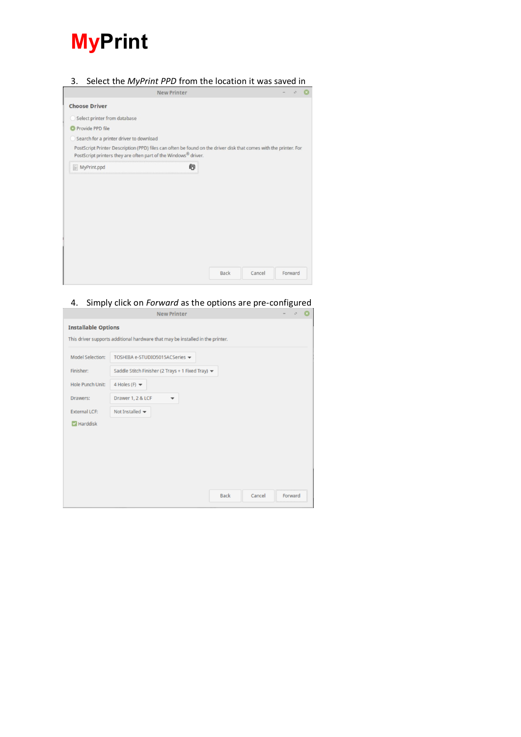# **MyPrint**

3. Select the *MyPrint PPD* from the location it was saved in

New Printer

**Choose Driver**

- Select printer from database
- Provide PPD file
- Search for a printer driver to download

PostScript Printer Description (PPD) files can often be found on the driver disk that comes with the printer. For PostScript printers they are often part of the Windows® driver.

MyPrint.ppd

Back | Cancel | Forward

4. Simply click on *Forward* as the options are pre-configured

New Printer

**Installable Options**

This driver supports additional hardware that may be installed in the printer.

| | |
|---|---|
| Model Selection: | TOSHIBA e-STUDIO5015ACSeries |
| Finisher: | Saddle Stitch Finisher (2 Trays + 1 Fixed Tray) |
| Hole Punch Unit: | 4 Holes (F) |
| Drawers: | Drawer 1, 2 & LCF |
| External LCF: | Not Installed |

Harddisk

Back | Cancel | Forward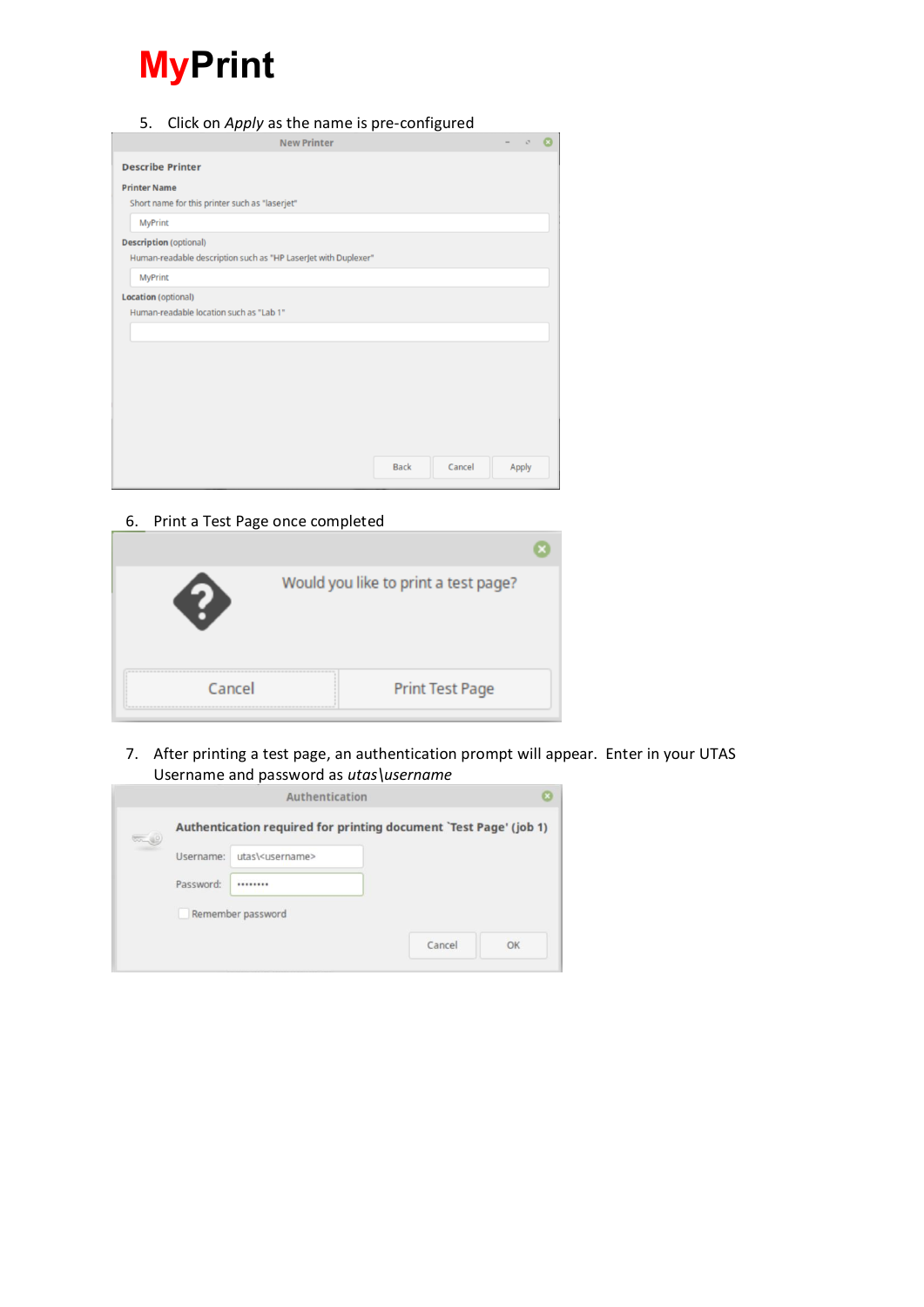# MyPrint

5. Click on *Apply* as the name is pre-configured

6. Print a Test Page once completed

7. After printing a test page, an authentication prompt will appear. Enter in your UTAS Username and password as *utas\username*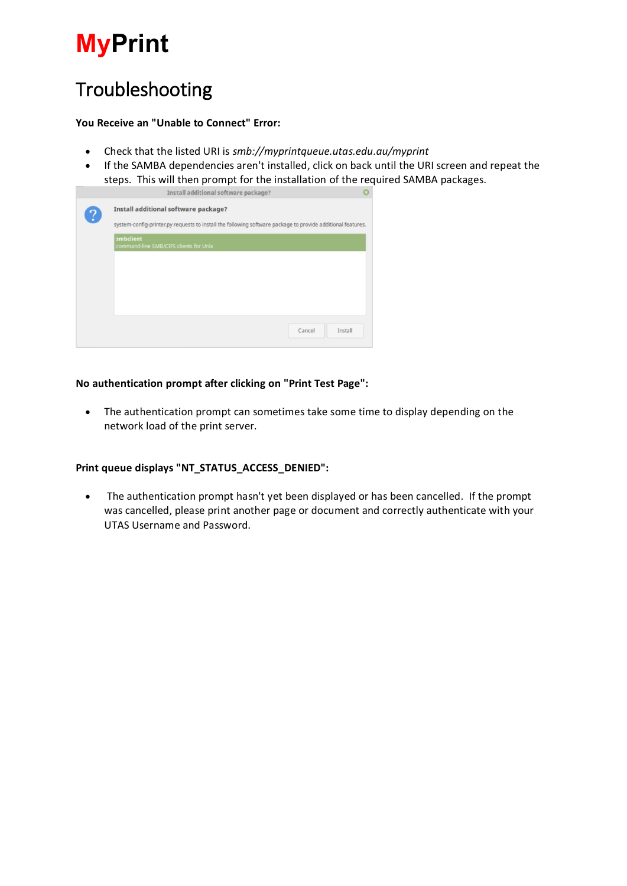# MyPrint

## Troubleshooting

**You Receive an "Unable to Connect" Error:**

- Check that the listed URI is *smb://myprintqueue.utas.edu.au/myprint*
- If the SAMBA dependencies aren't installed, click on back until the URI screen and repeat the steps. This will then prompt for the installation of the required SAMBA packages.

**No authentication prompt after clicking on "Print Test Page":**

- The authentication prompt can sometimes take some time to display depending on the network load of the print server.

**Print queue displays "NT_STATUS_ACCESS_DENIED":**

- The authentication prompt hasn't yet been displayed or has been cancelled. If the prompt was cancelled, please print another page or document and correctly authenticate with your UTAS Username and Password.